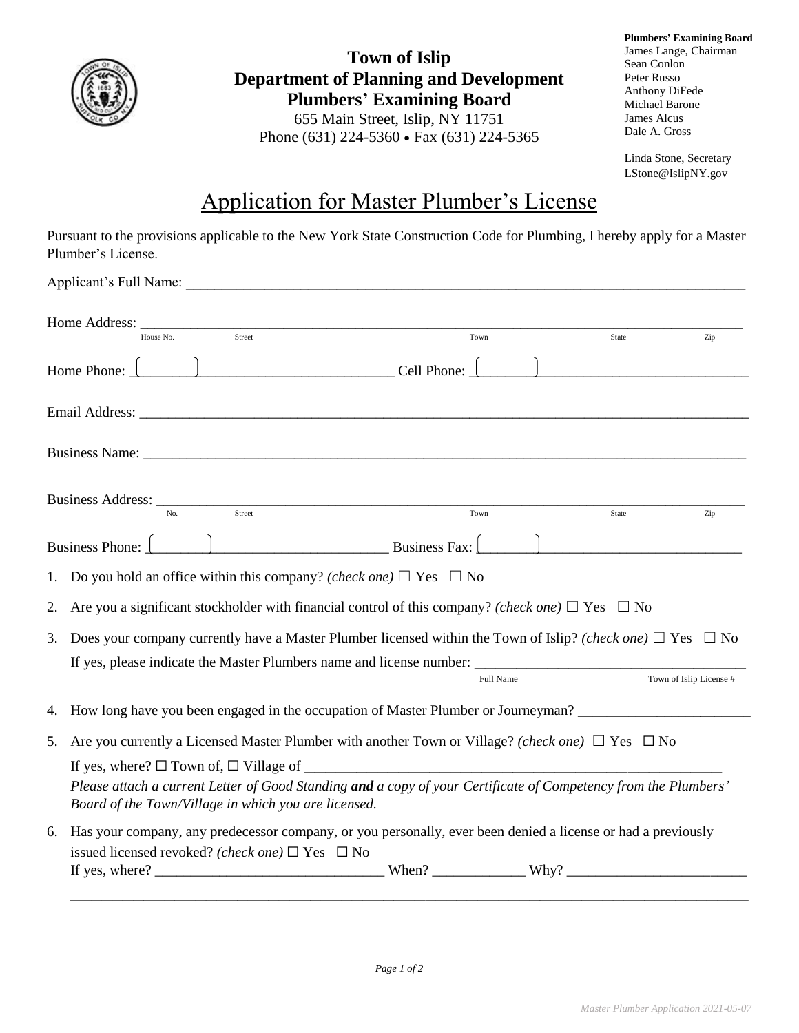**Town of Islip**
**Department of Planning and Development**
**Plumbers' Examining Board**
655 Main Street, Islip, NY 11751
Phone (631) 224-5360 • Fax (631) 224-5365

**Plumbers' Examining Board**
James Lange, Chairman
Sean Conlon
Peter Russo
Anthony DiFede
Michael Barone
James Alcus
Dale A. Gross

Linda Stone, Secretary
LStone@IslipNY.gov

# Application for Master Plumber's License

Pursuant to the provisions applicable to the New York State Construction Code for Plumbing, I hereby apply for a Master Plumber's License.

Applicant's Full Name: ______________________________________________

Home Address: ______________________________________________
House No. Street Town State Zip

Home Phone: (      ) ____________________ Cell Phone: (      ) ____________________

Email Address: ______________________________________________

Business Name: ______________________________________________

Business Address: ______________________________________________
No. Street Town State Zip

Business Phone: (      ) ____________________ Business Fax: (      ) ____________________

1. Do you hold an office within this company? *(check one)* ☐ Yes ☐ No
2. Are you a significant stockholder with financial control of this company? *(check one)* ☐ Yes ☐ No
3. Does your company currently have a Master Plumber licensed within the Town of Islip? *(check one)* ☐ Yes ☐ No

   If yes, please indicate the Master Plumbers name and license number: ______________________________
   Full Name Town of Islip License #
4. How long have you been engaged in the occupation of Master Plumber or Journeyman? ____________________
5. Are you currently a Licensed Master Plumber with another Town or Village? *(check one)* ☐ Yes ☐ No

   If yes, where? ☐ Town of, ☐ Village of ______________________________

   *Please attach a current Letter of Good Standing **and** a copy of your Certificate of Competency from the Plumbers' Board of the Town/Village in which you are licensed.*
6. Has your company, any predecessor company, or you personally, ever been denied a license or had a previously issued licensed revoked? *(check one)* ☐ Yes ☐ No

   If yes, where? ____________________ When? ____________ Why? ____________________

   ______________________________________________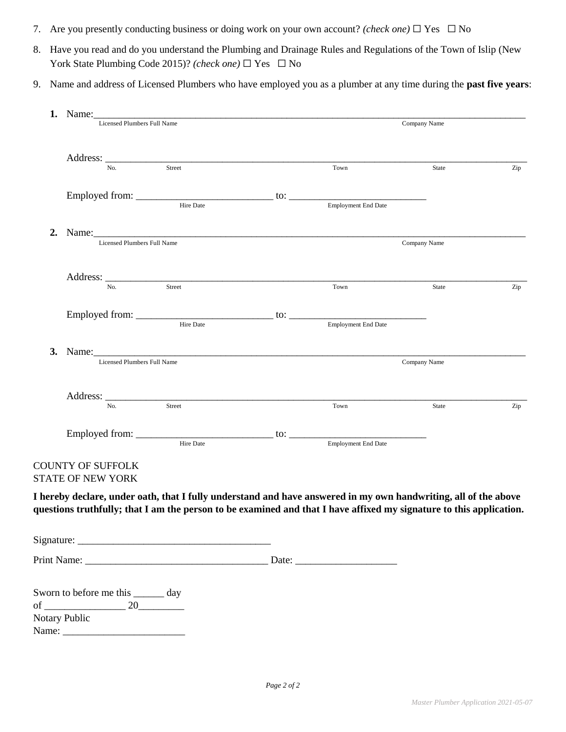7. Are you presently conducting business or doing work on your own account? *(check one)* ☐ Yes ☐ No

8. Have you read and do you understand the Plumbing and Drainage Rules and Regulations of the Town of Islip (New York State Plumbing Code 2015)? *(check one)* ☐ Yes ☐ No

9. Name and address of Licensed Plumbers who have employed you as a plumber at any time during the **past five years**:

**1.** Name:\_\_\_\_\_\_\_\_\_\_\_\_\_\_\_\_\_\_\_\_\_\_\_\_\_\_\_\_\_\_\_\_\_\_\_\_\_\_\_\_\_\_\_\_\_\_\_\_\_\_\_\_\_\_\_\_\_\_\_\_\_\_\_\_\_\_\_\_\_\_
Licensed Plumbers Full Name — Company Name

Address: \_\_\_\_\_\_\_\_\_\_\_\_\_\_\_\_\_\_\_\_\_\_\_\_\_\_\_\_\_\_\_\_\_\_\_\_\_\_\_\_\_\_\_\_\_\_\_\_\_\_\_\_\_\_\_\_\_\_\_\_\_\_\_\_\_\_\_
No. — Street — Town — State — Zip

Employed from: \_\_\_\_\_\_\_\_\_\_\_\_\_\_\_\_\_\_\_\_\_\_ to: \_\_\_\_\_\_\_\_\_\_\_\_\_\_\_\_\_\_\_\_\_\_
Hire Date — Employment End Date

**2.** Name:\_\_\_\_\_\_\_\_\_\_\_\_\_\_\_\_\_\_\_\_\_\_\_\_\_\_\_\_\_\_\_\_\_\_\_\_\_\_\_\_\_\_\_\_\_\_\_\_\_\_\_\_\_\_\_\_\_\_\_\_\_\_\_\_\_\_\_\_\_\_
Licensed Plumbers Full Name — Company Name

Address: \_\_\_\_\_\_\_\_\_\_\_\_\_\_\_\_\_\_\_\_\_\_\_\_\_\_\_\_\_\_\_\_\_\_\_\_\_\_\_\_\_\_\_\_\_\_\_\_\_\_\_\_\_\_\_\_\_\_\_\_\_\_\_\_\_\_\_
No. — Street — Town — State — Zip

Employed from: \_\_\_\_\_\_\_\_\_\_\_\_\_\_\_\_\_\_\_\_\_\_ to: \_\_\_\_\_\_\_\_\_\_\_\_\_\_\_\_\_\_\_\_\_\_
Hire Date — Employment End Date

**3.** Name:\_\_\_\_\_\_\_\_\_\_\_\_\_\_\_\_\_\_\_\_\_\_\_\_\_\_\_\_\_\_\_\_\_\_\_\_\_\_\_\_\_\_\_\_\_\_\_\_\_\_\_\_\_\_\_\_\_\_\_\_\_\_\_\_\_\_\_\_\_\_
Licensed Plumbers Full Name — Company Name

Address: \_\_\_\_\_\_\_\_\_\_\_\_\_\_\_\_\_\_\_\_\_\_\_\_\_\_\_\_\_\_\_\_\_\_\_\_\_\_\_\_\_\_\_\_\_\_\_\_\_\_\_\_\_\_\_\_\_\_\_\_\_\_\_\_\_\_\_
No. — Street — Town — State — Zip

Employed from: \_\_\_\_\_\_\_\_\_\_\_\_\_\_\_\_\_\_\_\_\_\_ to: \_\_\_\_\_\_\_\_\_\_\_\_\_\_\_\_\_\_\_\_\_\_
Hire Date — Employment End Date

COUNTY OF SUFFOLK
STATE OF NEW YORK

**I hereby declare, under oath, that I fully understand and have answered in my own handwriting, all of the above questions truthfully; that I am the person to be examined and that I have affixed my signature to this application.**

Signature: \_\_\_\_\_\_\_\_\_\_\_\_\_\_\_\_\_\_\_\_\_\_\_\_\_\_\_\_\_\_\_\_\_\_\_\_

Print Name: \_\_\_\_\_\_\_\_\_\_\_\_\_\_\_\_\_\_\_\_\_\_\_\_\_\_\_\_\_\_\_\_\_\_ Date: \_\_\_\_\_\_\_\_\_\_\_\_\_\_\_\_\_\_

Sworn to before me this \_\_\_\_\_\_ day
of \_\_\_\_\_\_\_\_\_\_\_\_\_\_\_\_ 20\_\_\_\_\_\_\_\_\_
Notary Public
Name: \_\_\_\_\_\_\_\_\_\_\_\_\_\_\_\_\_\_\_\_\_\_\_\_

*Master Plumber Application 2021-05-07*